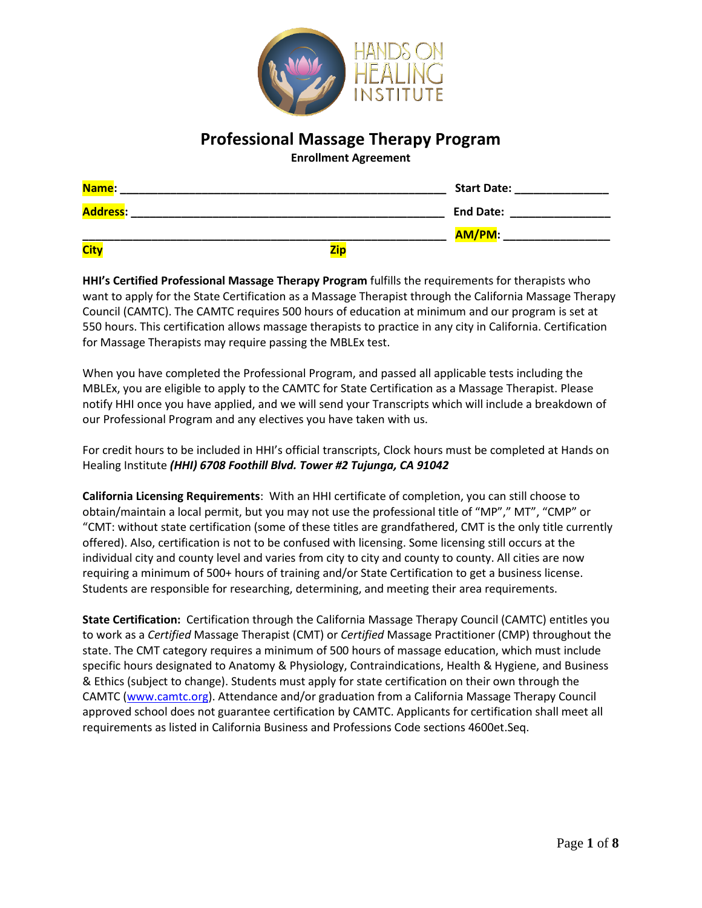HANDS ON HEALING INSTITUTE

# Professional Massage Therapy Program

**Enrollment Agreement**

**Name:** ____________________________________________ **Start Date:** ______________

**Address:** __________________________________________ **End Date:** _______________

____________________________________________________ **AM/PM:** ________________

**City** **Zip**

**HHI's Certified Professional Massage Therapy Program** fulfills the requirements for therapists who want to apply for the State Certification as a Massage Therapist through the California Massage Therapy Council (CAMTC). The CAMTC requires 500 hours of education at minimum and our program is set at 550 hours. This certification allows massage therapists to practice in any city in California. Certification for Massage Therapists may require passing the MBLEx test.

When you have completed the Professional Program, and passed all applicable tests including the MBLEx, you are eligible to apply to the CAMTC for State Certification as a Massage Therapist. Please notify HHI once you have applied, and we will send your Transcripts which will include a breakdown of our Professional Program and any electives you have taken with us.

For credit hours to be included in HHI's official transcripts, Clock hours must be completed at Hands on Healing Institute ***(HHI) 6708 Foothill Blvd. Tower #2 Tujunga, CA 91042***

**California Licensing Requirements**: With an HHI certificate of completion, you can still choose to obtain/maintain a local permit, but you may not use the professional title of "MP"," MT", "CMP" or "CMT: without state certification (some of these titles are grandfathered, CMT is the only title currently offered). Also, certification is not to be confused with licensing. Some licensing still occurs at the individual city and county level and varies from city to city and county to county. All cities are now requiring a minimum of 500+ hours of training and/or State Certification to get a business license. Students are responsible for researching, determining, and meeting their area requirements.

**State Certification:** Certification through the California Massage Therapy Council (CAMTC) entitles you to work as a *Certified* Massage Therapist (CMT) or *Certified* Massage Practitioner (CMP) throughout the state. The CMT category requires a minimum of 500 hours of massage education, which must include specific hours designated to Anatomy & Physiology, Contraindications, Health & Hygiene, and Business & Ethics (subject to change). Students must apply for state certification on their own through the CAMTC (www.camtc.org). Attendance and/or graduation from a California Massage Therapy Council approved school does not guarantee certification by CAMTC. Applicants for certification shall meet all requirements as listed in California Business and Professions Code sections 4600et.Seq.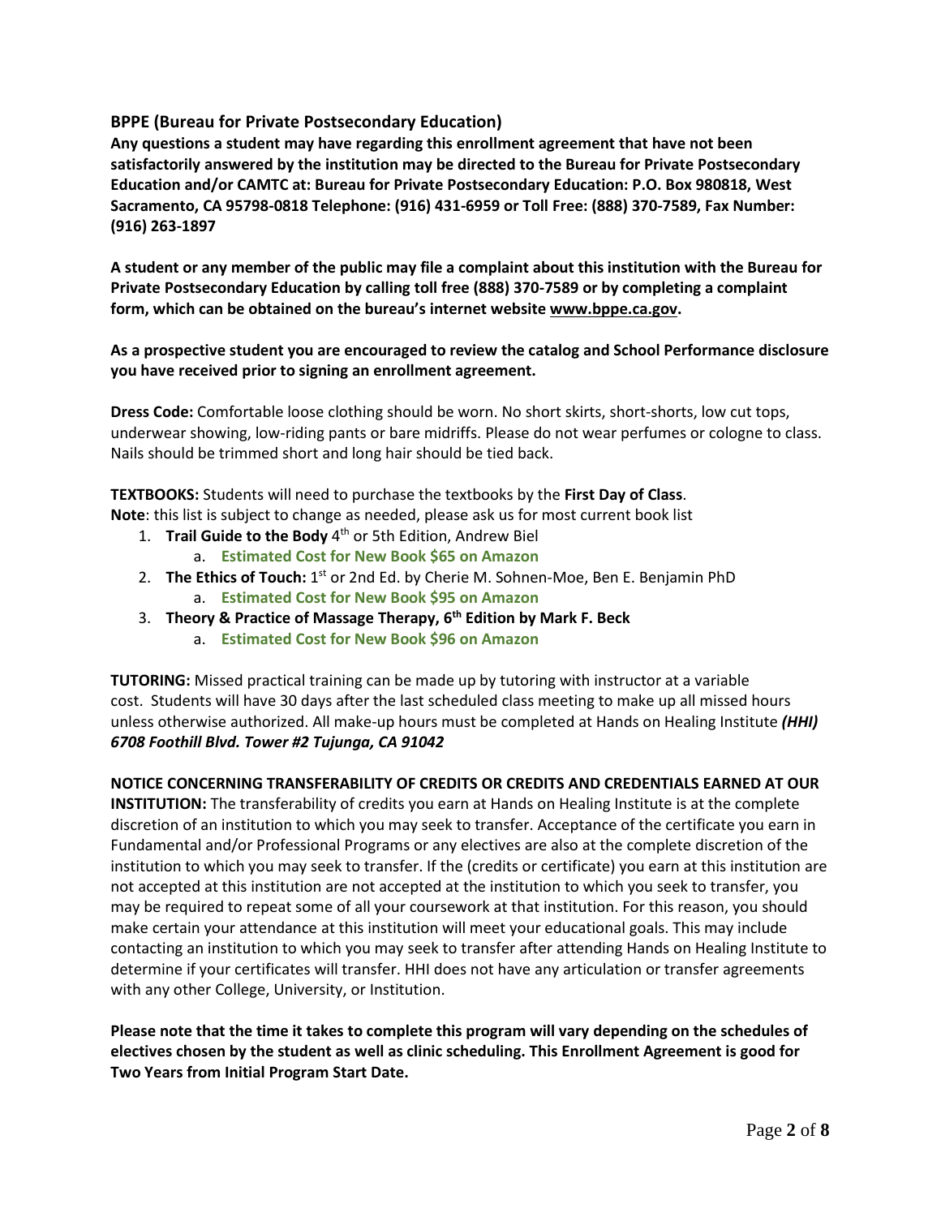## BPPE (Bureau for Private Postsecondary Education)

**Any questions a student may have regarding this enrollment agreement that have not been satisfactorily answered by the institution may be directed to the Bureau for Private Postsecondary Education and/or CAMTC at: Bureau for Private Postsecondary Education: P.O. Box 980818, West Sacramento, CA 95798-0818 Telephone: (916) 431-6959 or Toll Free: (888) 370-7589, Fax Number: (916) 263-1897**

**A student or any member of the public may file a complaint about this institution with the Bureau for Private Postsecondary Education by calling toll free (888) 370-7589 or by completing a complaint form, which can be obtained on the bureau's internet website www.bppe.ca.gov.**

**As a prospective student you are encouraged to review the catalog and School Performance disclosure you have received prior to signing an enrollment agreement.**

**Dress Code:** Comfortable loose clothing should be worn. No short skirts, short-shorts, low cut tops, underwear showing, low-riding pants or bare midriffs. Please do not wear perfumes or cologne to class. Nails should be trimmed short and long hair should be tied back.

**TEXTBOOKS:** Students will need to purchase the textbooks by the **First Day of Class**.
**Note**: this list is subject to change as needed, please ask us for most current book list

1. **Trail Guide to the Body** 4th or 5th Edition, Andrew Biel
   a. **Estimated Cost for New Book $65 on Amazon**
2. **The Ethics of Touch:** 1st or 2nd Ed. by Cherie M. Sohnen-Moe, Ben E. Benjamin PhD
   a. **Estimated Cost for New Book $95 on Amazon**
3. **Theory & Practice of Massage Therapy, 6th Edition by Mark F. Beck**
   a. **Estimated Cost for New Book $96 on Amazon**

**TUTORING:** Missed practical training can be made up by tutoring with instructor at a variable cost. Students will have 30 days after the last scheduled class meeting to make up all missed hours unless otherwise authorized. All make-up hours must be completed at Hands on Healing Institute ***(HHI) 6708 Foothill Blvd. Tower #2 Tujunga, CA 91042***

**NOTICE CONCERNING TRANSFERABILITY OF CREDITS OR CREDITS AND CREDENTIALS EARNED AT OUR INSTITUTION:** The transferability of credits you earn at Hands on Healing Institute is at the complete discretion of an institution to which you may seek to transfer. Acceptance of the certificate you earn in Fundamental and/or Professional Programs or any electives are also at the complete discretion of the institution to which you may seek to transfer. If the (credits or certificate) you earn at this institution are not accepted at this institution are not accepted at the institution to which you seek to transfer, you may be required to repeat some of all your coursework at that institution. For this reason, you should make certain your attendance at this institution will meet your educational goals. This may include contacting an institution to which you may seek to transfer after attending Hands on Healing Institute to determine if your certificates will transfer. HHI does not have any articulation or transfer agreements with any other College, University, or Institution.

**Please note that the time it takes to complete this program will vary depending on the schedules of electives chosen by the student as well as clinic scheduling. This Enrollment Agreement is good for Two Years from Initial Program Start Date.**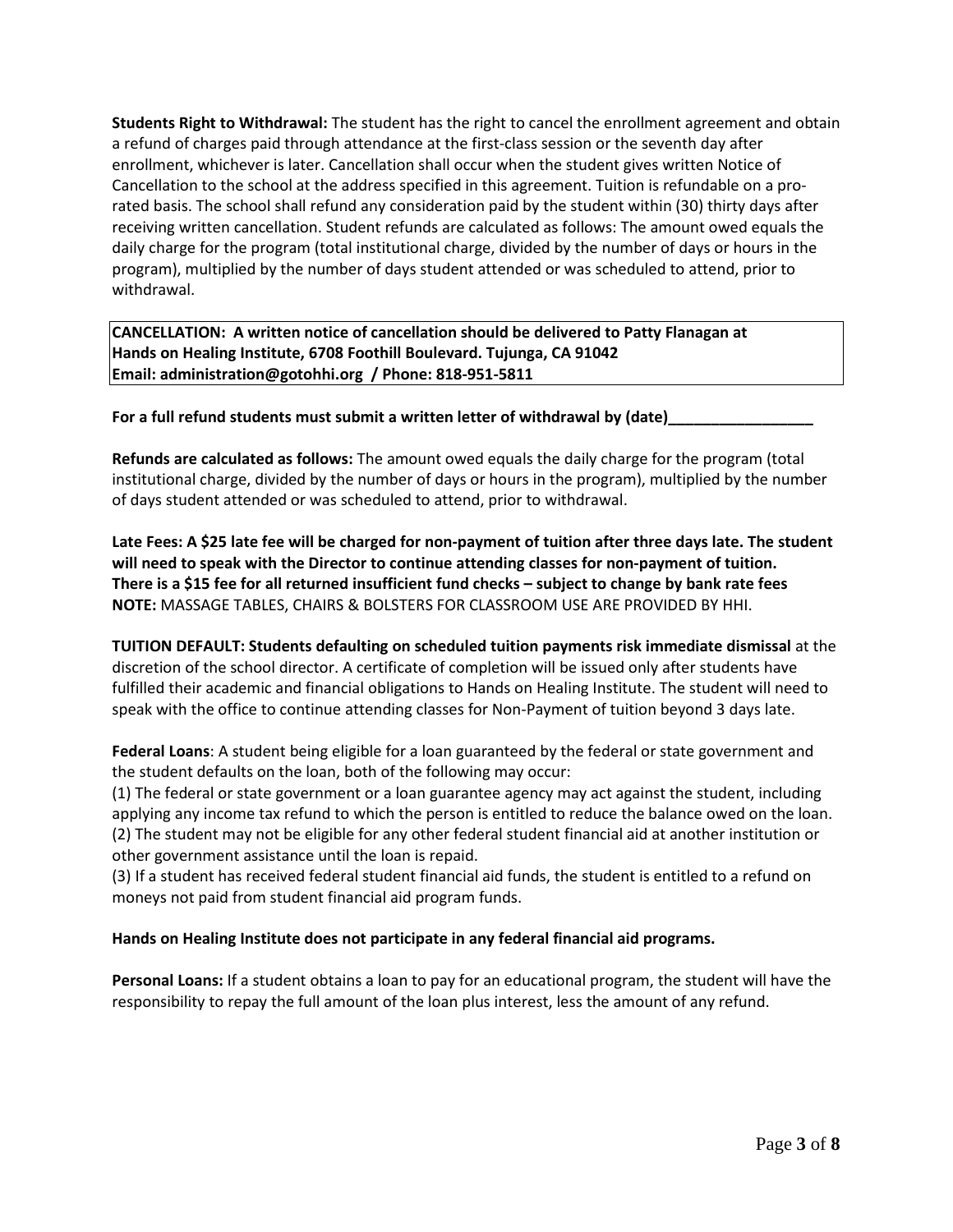**Students Right to Withdrawal:** The student has the right to cancel the enrollment agreement and obtain a refund of charges paid through attendance at the first-class session or the seventh day after enrollment, whichever is later. Cancellation shall occur when the student gives written Notice of Cancellation to the school at the address specified in this agreement. Tuition is refundable on a pro-rated basis. The school shall refund any consideration paid by the student within (30) thirty days after receiving written cancellation. Student refunds are calculated as follows: The amount owed equals the daily charge for the program (total institutional charge, divided by the number of days or hours in the program), multiplied by the number of days student attended or was scheduled to attend, prior to withdrawal.

**CANCELLATION: A written notice of cancellation should be delivered to Patty Flanagan at Hands on Healing Institute, 6708 Foothill Boulevard. Tujunga, CA 91042**
**Email: administration@gotohhi.org / Phone: 818-951-5811**

**For a full refund students must submit a written letter of withdrawal by (date)_________________**

**Refunds are calculated as follows:** The amount owed equals the daily charge for the program (total institutional charge, divided by the number of days or hours in the program), multiplied by the number of days student attended or was scheduled to attend, prior to withdrawal.

**Late Fees: A $25 late fee will be charged for non-payment of tuition after three days late. The student will need to speak with the Director to continue attending classes for non-payment of tuition. There is a $15 fee for all returned insufficient fund checks – subject to change by bank rate fees**
**NOTE:** MASSAGE TABLES, CHAIRS & BOLSTERS FOR CLASSROOM USE ARE PROVIDED BY HHI.

**TUITION DEFAULT: Students defaulting on scheduled tuition payments risk immediate dismissal** at the discretion of the school director. A certificate of completion will be issued only after students have fulfilled their academic and financial obligations to Hands on Healing Institute. The student will need to speak with the office to continue attending classes for Non-Payment of tuition beyond 3 days late.

**Federal Loans**: A student being eligible for a loan guaranteed by the federal or state government and the student defaults on the loan, both of the following may occur:
(1) The federal or state government or a loan guarantee agency may act against the student, including applying any income tax refund to which the person is entitled to reduce the balance owed on the loan.
(2) The student may not be eligible for any other federal student financial aid at another institution or other government assistance until the loan is repaid.
(3) If a student has received federal student financial aid funds, the student is entitled to a refund on moneys not paid from student financial aid program funds.

**Hands on Healing Institute does not participate in any federal financial aid programs.**

**Personal Loans:** If a student obtains a loan to pay for an educational program, the student will have the responsibility to repay the full amount of the loan plus interest, less the amount of any refund.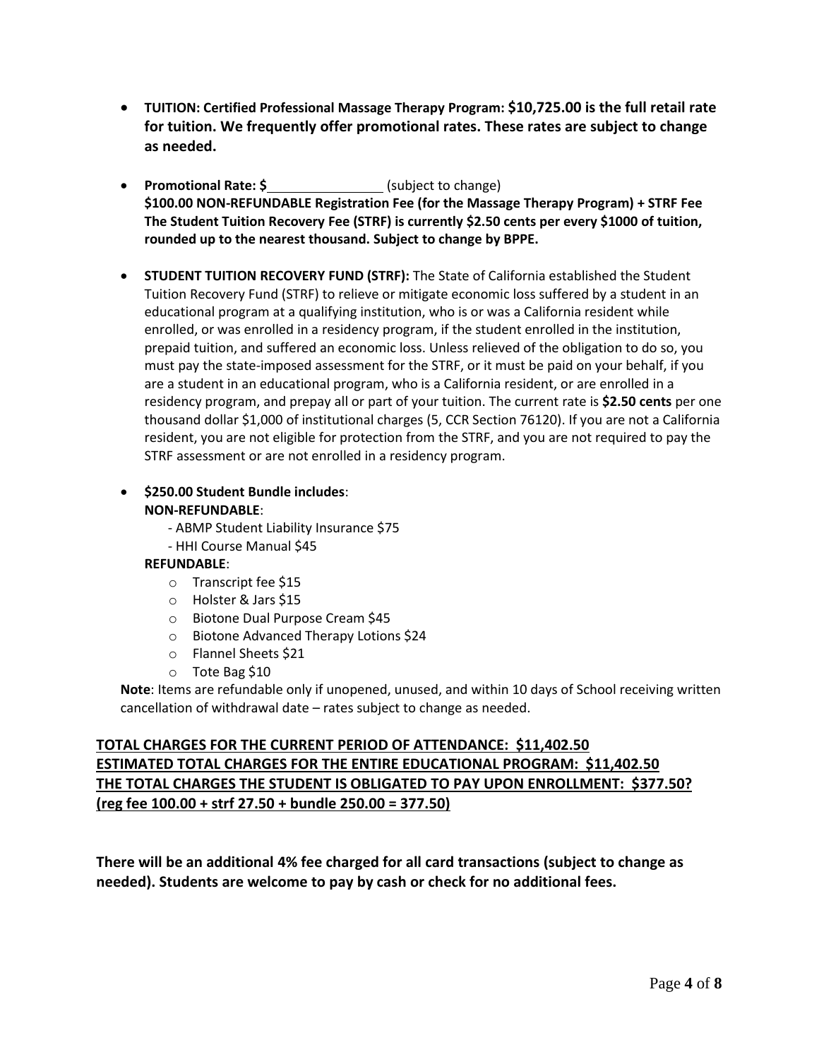- **TUITION: Certified Professional Massage Therapy Program: $10,725.00 is the full retail rate for tuition. We frequently offer promotional rates. These rates are subject to change as needed.**

- **Promotional Rate: $**\_\_\_\_\_\_\_\_\_\_\_\_\_\_\_\_ (subject to change)
  **$100.00 NON-REFUNDABLE Registration Fee (for the Massage Therapy Program) + STRF Fee The Student Tuition Recovery Fee (STRF) is currently $2.50 cents per every $1000 of tuition, rounded up to the nearest thousand. Subject to change by BPPE.**

- **STUDENT TUITION RECOVERY FUND (STRF):** The State of California established the Student Tuition Recovery Fund (STRF) to relieve or mitigate economic loss suffered by a student in an educational program at a qualifying institution, who is or was a California resident while enrolled, or was enrolled in a residency program, if the student enrolled in the institution, prepaid tuition, and suffered an economic loss. Unless relieved of the obligation to do so, you must pay the state-imposed assessment for the STRF, or it must be paid on your behalf, if you are a student in an educational program, who is a California resident, or are enrolled in a residency program, and prepay all or part of your tuition. The current rate is **$2.50 cents** per one thousand dollar $1,000 of institutional charges (5, CCR Section 76120). If you are not a California resident, you are not eligible for protection from the STRF, and you are not required to pay the STRF assessment or are not enrolled in a residency program.

- **$250.00 Student Bundle includes**:
  **NON-REFUNDABLE**:
  - ABMP Student Liability Insurance $75
  - HHI Course Manual $45

  **REFUNDABLE**:
  - Transcript fee $15
  - Holster & Jars $15
  - Biotone Dual Purpose Cream $45
  - Biotone Advanced Therapy Lotions $24
  - Flannel Sheets $21
  - Tote Bag $10

  **Note**: Items are refundable only if unopened, unused, and within 10 days of School receiving written cancellation of withdrawal date – rates subject to change as needed.

**TOTAL CHARGES FOR THE CURRENT PERIOD OF ATTENDANCE: $11,402.50**
**ESTIMATED TOTAL CHARGES FOR THE ENTIRE EDUCATIONAL PROGRAM: $11,402.50**
**THE TOTAL CHARGES THE STUDENT IS OBLIGATED TO PAY UPON ENROLLMENT: $377.50?**
**(reg fee 100.00 + strf 27.50 + bundle 250.00 = 377.50)**

**There will be an additional 4% fee charged for all card transactions (subject to change as needed). Students are welcome to pay by cash or check for no additional fees.**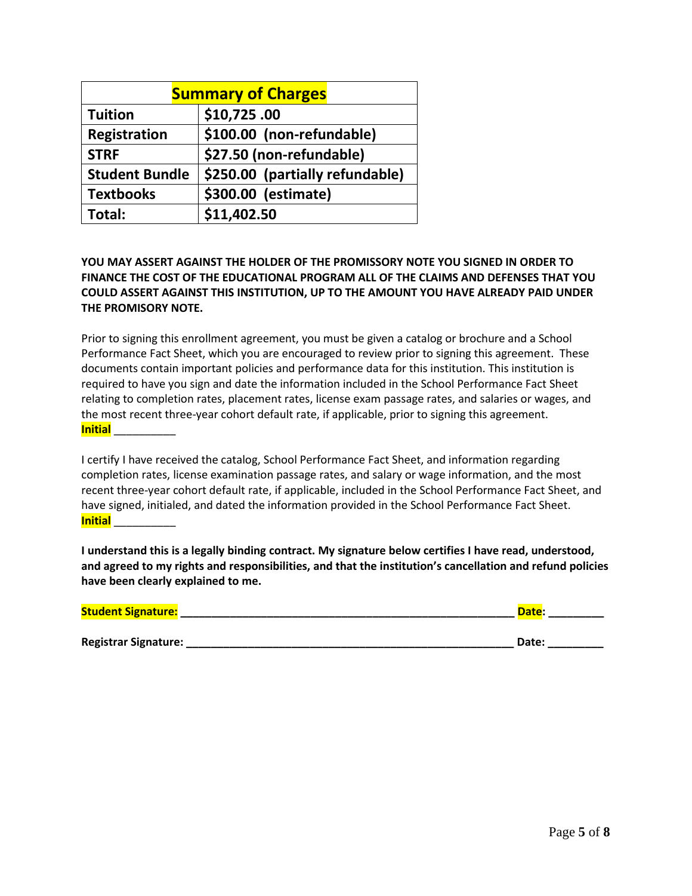| Summary of Charges | |
|---|---|
| **Tuition** | **$10,725 .00** |
| **Registration** | **$100.00 (non-refundable)** |
| **STRF** | **$27.50 (non-refundable)** |
| **Student Bundle** | **$250.00 (partially refundable)** |
| **Textbooks** | **$300.00 (estimate)** |
| **Total:** | **$11,402.50** |

**YOU MAY ASSERT AGAINST THE HOLDER OF THE PROMISSORY NOTE YOU SIGNED IN ORDER TO FINANCE THE COST OF THE EDUCATIONAL PROGRAM ALL OF THE CLAIMS AND DEFENSES THAT YOU COULD ASSERT AGAINST THIS INSTITUTION, UP TO THE AMOUNT YOU HAVE ALREADY PAID UNDER THE PROMISORY NOTE.**

Prior to signing this enrollment agreement, you must be given a catalog or brochure and a School Performance Fact Sheet, which you are encouraged to review prior to signing this agreement. These documents contain important policies and performance data for this institution. This institution is required to have you sign and date the information included in the School Performance Fact Sheet relating to completion rates, placement rates, license exam passage rates, and salaries or wages, and the most recent three-year cohort default rate, if applicable, prior to signing this agreement.
**Initial** __________

I certify I have received the catalog, School Performance Fact Sheet, and information regarding completion rates, license examination passage rates, and salary or wage information, and the most recent three-year cohort default rate, if applicable, included in the School Performance Fact Sheet, and have signed, initialed, and dated the information provided in the School Performance Fact Sheet.
**Initial** __________

**I understand this is a legally binding contract. My signature below certifies I have read, understood, and agreed to my rights and responsibilities, and that the institution's cancellation and refund policies have been clearly explained to me.**

**Student Signature:** ________________________________________________________ **Date:** _________

**Registrar Signature:** ______________________________________________________ **Date:** _________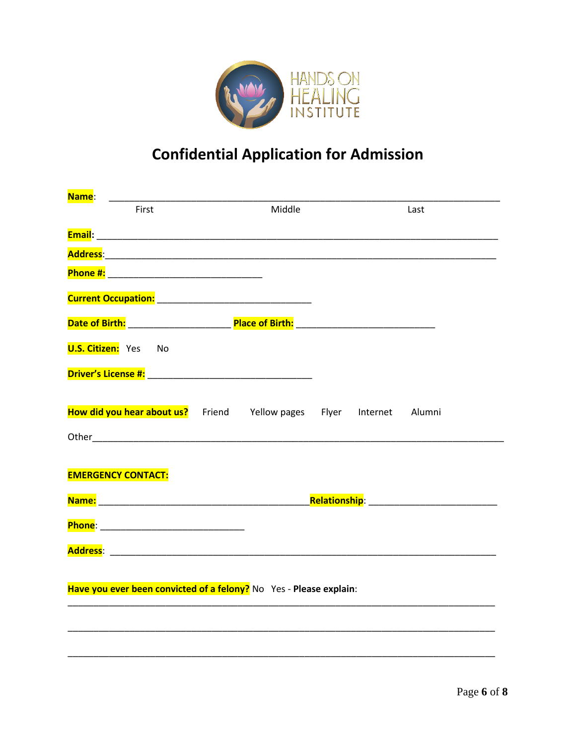HANDS ON HEALING INSTITUTE

# Confidential Application for Admission

**Name**: ______________________________________________________________________

First                                        Middle                                        Last

**Email:** ______________________________________________________________________

**Address**:_____________________________________________________________________

**Phone #:** ____________________________

**Current Occupation:** ____________________________

**Date of Birth:** ___________________ **Place of Birth:** _________________________

**U.S. Citizen:** Yes No

**Driver's License #:** ______________________________

**How did you hear about us?** Friend Yellow pages Flyer Internet Alumni

Other_____________________________________________________________________

**EMERGENCY CONTACT:**

**Name:** _______________________________________ **Relationship**: _______________________

**Phone**: ___________________________

**Address**: ______________________________________________________________________

**Have you ever been convicted of a felony?** No Yes - **Please explain**:

______________________________________________________________________________

______________________________________________________________________________

______________________________________________________________________________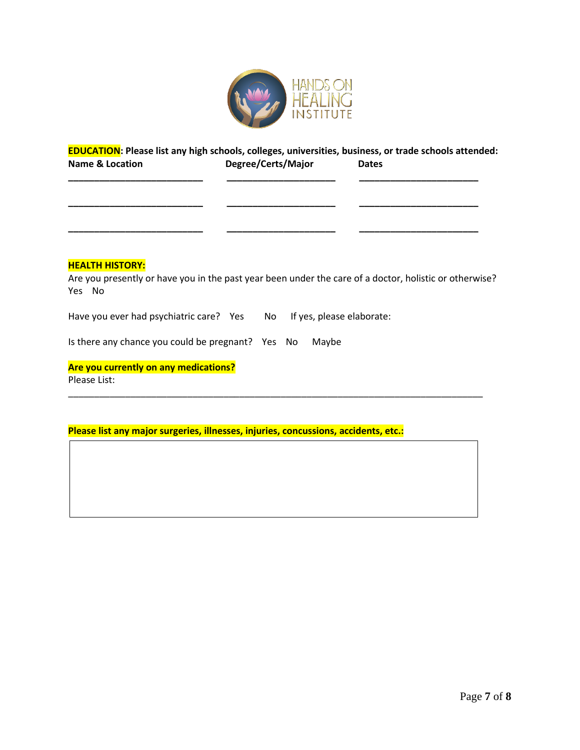**EDUCATION**: **Please list any high schools, colleges, universities, business, or trade schools attended:**

| Name & Location | Degree/Certs/Major | Dates |
| --- | --- | --- |
| ______________________ | ____________________ | ______________________ |
| ______________________ | ____________________ | ______________________ |
| ______________________ | ____________________ | ______________________ |

**HEALTH HISTORY:**

Are you presently or have you in the past year been under the care of a doctor, holistic or otherwise?
Yes No

Have you ever had psychiatric care? Yes No If yes, please elaborate:

Is there any chance you could be pregnant? Yes No Maybe

**Are you currently on any medications?**

Please List:

______________________________________________________________________________

**Please list any major surgeries, illnesses, injuries, concussions, accidents, etc.:**

| |
| --- |
| |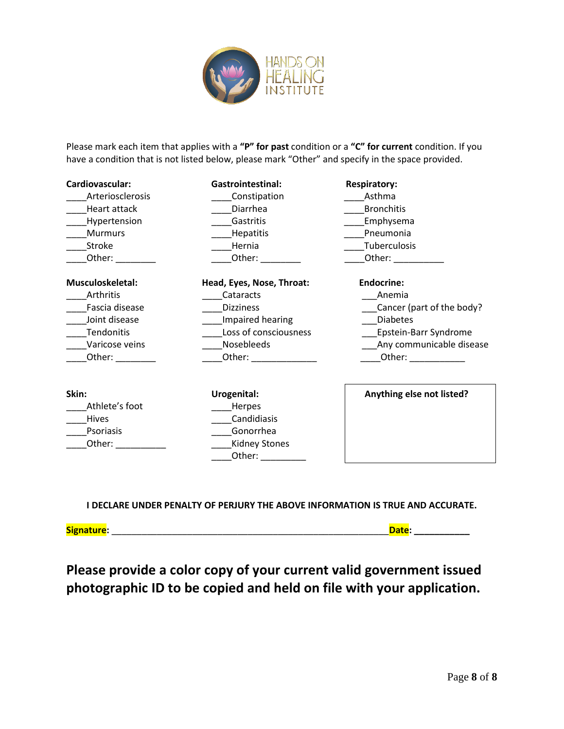Please mark each item that applies with a **"P" for past** condition or a **"C" for current** condition. If you have a condition that is not listed below, please mark "Other" and specify in the space provided.

**Cardiovascular:**
____Arteriosclerosis
____Heart attack
____Hypertension
____Murmurs
____Stroke
____Other: ________

**Gastrointestinal:**
____Constipation
____Diarrhea
____Gastritis
____Hepatitis
____Hernia
____Other: ________

**Respiratory:**
____Asthma
____Bronchitis
____Emphysema
____Pneumonia
____Tuberculosis
____Other: __________

**Musculoskeletal:**
____Arthritis
____Fascia disease
____Joint disease
____Tendonitis
____Varicose veins
____Other: ________

**Head, Eyes, Nose, Throat:**
____Cataracts
____Dizziness
____Impaired hearing
____Loss of consciousness
____Nosebleeds
____Other: _____________

**Endocrine:**
___Anemia
___Cancer (part of the body?
___Diabetes
___Epstein-Barr Syndrome
___Any communicable disease
____Other: ___________

**Skin:**
____Athlete's foot
____Hives
____Psoriasis
____Other: __________

**Urogenital:**
____Herpes
____Candidiasis
____Gonorrhea
____Kidney Stones
____Other: _________

**Anything else not listed?**

**I DECLARE UNDER PENALTY OF PERJURY THE ABOVE INFORMATION IS TRUE AND ACCURATE.**

**Signature**: ________________________________________________________ **Date**: ___________

**Please provide a color copy of your current valid government issued photographic ID to be copied and held on file with your application.**